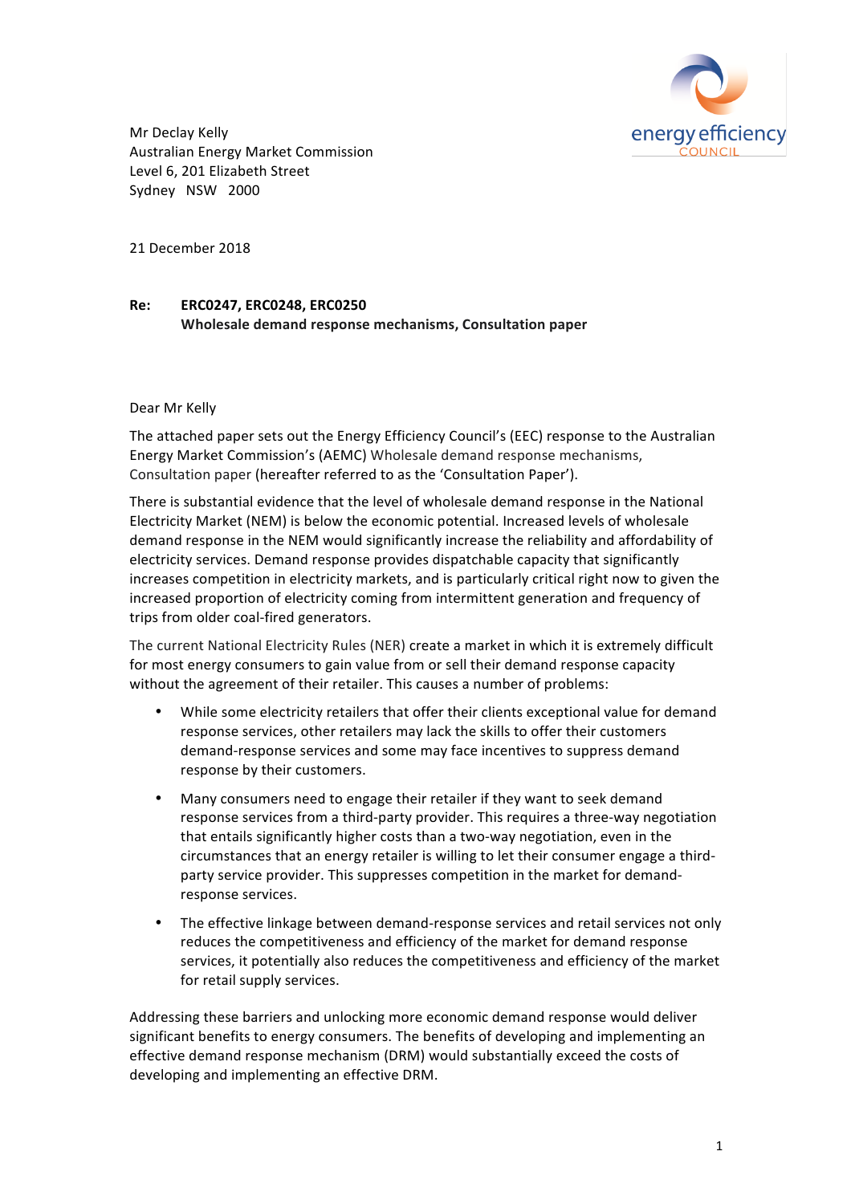Mr Declay Kelly
Australian Energy Market Commission
Level 6, 201 Elizabeth Street
Sydney NSW 2000

21 December 2018

**Re: ERC0247, ERC0248, ERC0250**
**Wholesale demand response mechanisms, Consultation paper**

Dear Mr Kelly

The attached paper sets out the Energy Efficiency Council's (EEC) response to the Australian Energy Market Commission's (AEMC) Wholesale demand response mechanisms, Consultation paper (hereafter referred to as the 'Consultation Paper').

There is substantial evidence that the level of wholesale demand response in the National Electricity Market (NEM) is below the economic potential. Increased levels of wholesale demand response in the NEM would significantly increase the reliability and affordability of electricity services. Demand response provides dispatchable capacity that significantly increases competition in electricity markets, and is particularly critical right now to given the increased proportion of electricity coming from intermittent generation and frequency of trips from older coal-fired generators.

The current National Electricity Rules (NER) create a market in which it is extremely difficult for most energy consumers to gain value from or sell their demand response capacity without the agreement of their retailer. This causes a number of problems:

- While some electricity retailers that offer their clients exceptional value for demand response services, other retailers may lack the skills to offer their customers demand-response services and some may face incentives to suppress demand response by their customers.
- Many consumers need to engage their retailer if they want to seek demand response services from a third-party provider. This requires a three-way negotiation that entails significantly higher costs than a two-way negotiation, even in the circumstances that an energy retailer is willing to let their consumer engage a third-party service provider. This suppresses competition in the market for demand-response services.
- The effective linkage between demand-response services and retail services not only reduces the competitiveness and efficiency of the market for demand response services, it potentially also reduces the competitiveness and efficiency of the market for retail supply services.

Addressing these barriers and unlocking more economic demand response would deliver significant benefits to energy consumers. The benefits of developing and implementing an effective demand response mechanism (DRM) would substantially exceed the costs of developing and implementing an effective DRM.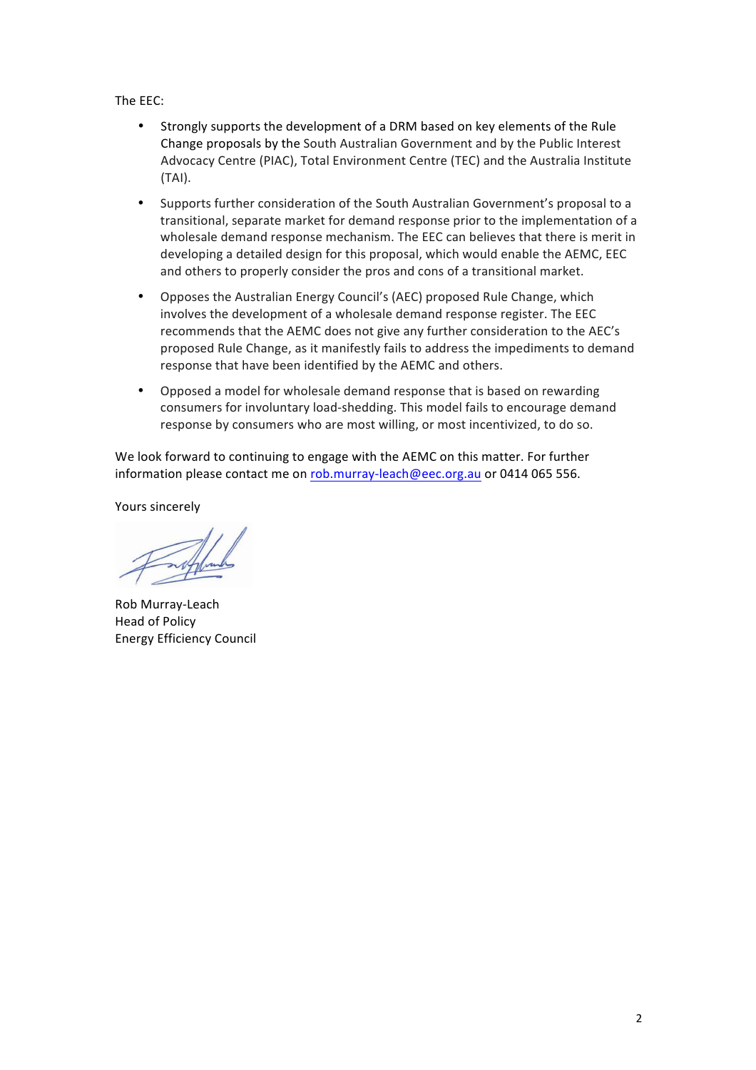The EEC:

- Strongly supports the development of a DRM based on key elements of the Rule Change proposals by the South Australian Government and by the Public Interest Advocacy Centre (PIAC), Total Environment Centre (TEC) and the Australia Institute (TAI).
- Supports further consideration of the South Australian Government's proposal to a transitional, separate market for demand response prior to the implementation of a wholesale demand response mechanism. The EEC can believes that there is merit in developing a detailed design for this proposal, which would enable the AEMC, EEC and others to properly consider the pros and cons of a transitional market.
- Opposes the Australian Energy Council's (AEC) proposed Rule Change, which involves the development of a wholesale demand response register. The EEC recommends that the AEMC does not give any further consideration to the AEC's proposed Rule Change, as it manifestly fails to address the impediments to demand response that have been identified by the AEMC and others.
- Opposed a model for wholesale demand response that is based on rewarding consumers for involuntary load-shedding. This model fails to encourage demand response by consumers who are most willing, or most incentivized, to do so.

We look forward to continuing to engage with the AEMC on this matter. For further information please contact me on rob.murray-leach@eec.org.au or 0414 065 556.

Yours sincerely

Rob Murray-Leach
Head of Policy
Energy Efficiency Council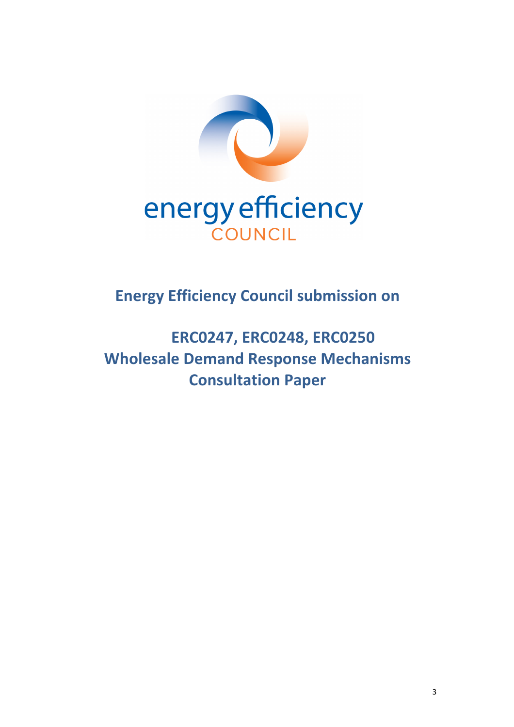energy efficiency
COUNCIL

# Energy Efficiency Council submission on

## ERC0247, ERC0248, ERC0250 Wholesale Demand Response Mechanisms Consultation Paper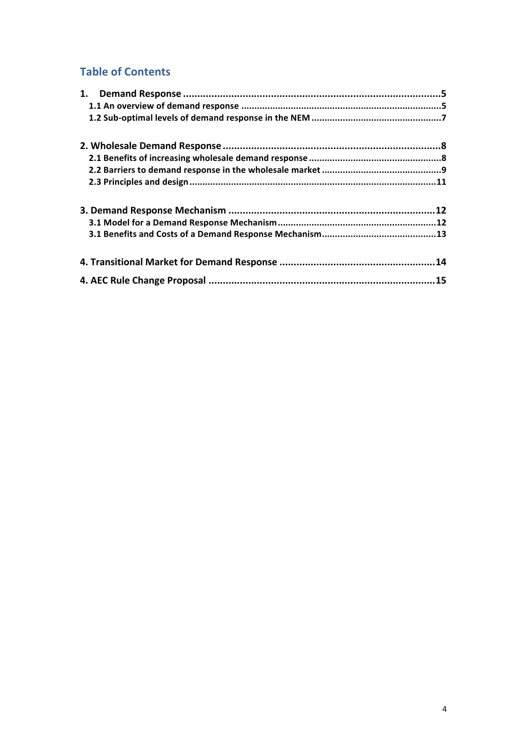## Table of Contents

1. Demand Response .......................................................................................... 5
   - 1.1 An overview of demand response .......................................................................... 5
   - 1.2 Sub-optimal levels of demand response in the NEM ................................................ 7

2. Wholesale Demand Response ........................................................................... 8
   - 2.1 Benefits of increasing wholesale demand response .................................................. 8
   - 2.2 Barriers to demand response in the wholesale market ............................................ 9
   - 2.3 Principles and design .......................................................................................... 11

3. Demand Response Mechanism ....................................................................... 12
   - 3.1 Model for a Demand Response Mechanism ........................................................... 12
   - 3.1 Benefits and Costs of a Demand Response Mechanism .......................................... 13

4. Transitional Market for Demand Response ...................................................... 14

4. AEC Rule Change Proposal ............................................................................. 15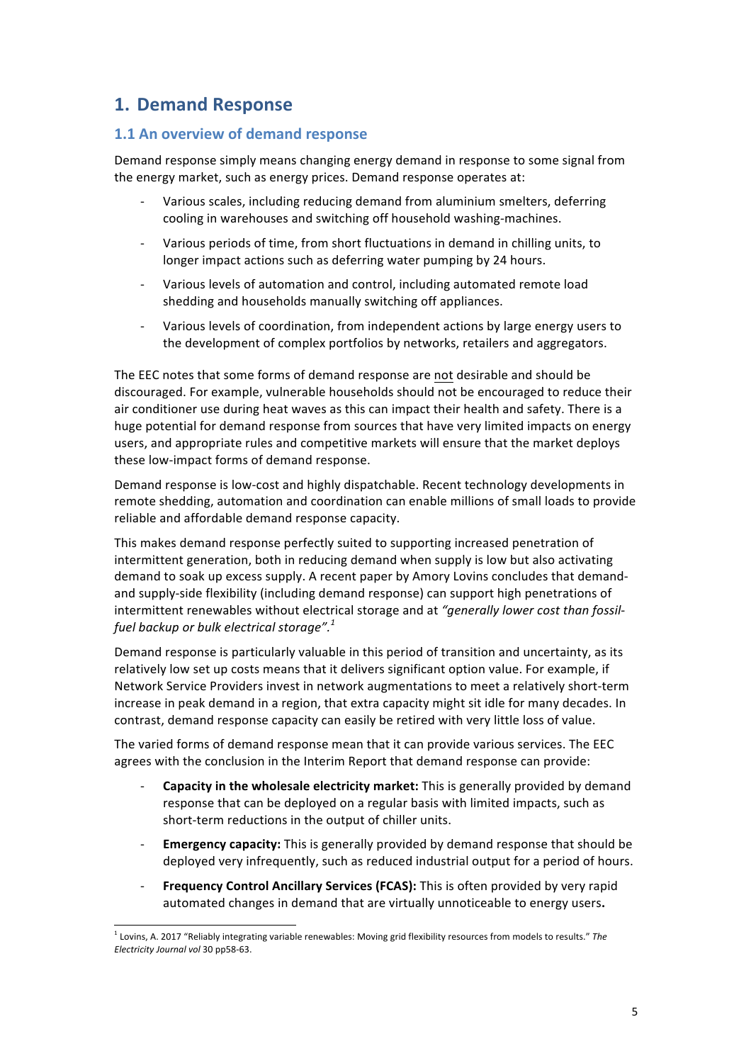# 1. Demand Response

## 1.1 An overview of demand response

Demand response simply means changing energy demand in response to some signal from the energy market, such as energy prices. Demand response operates at:

- Various scales, including reducing demand from aluminium smelters, deferring cooling in warehouses and switching off household washing-machines.
- Various periods of time, from short fluctuations in demand in chilling units, to longer impact actions such as deferring water pumping by 24 hours.
- Various levels of automation and control, including automated remote load shedding and households manually switching off appliances.
- Various levels of coordination, from independent actions by large energy users to the development of complex portfolios by networks, retailers and aggregators.

The EEC notes that some forms of demand response are not desirable and should be discouraged. For example, vulnerable households should not be encouraged to reduce their air conditioner use during heat waves as this can impact their health and safety. There is a huge potential for demand response from sources that have very limited impacts on energy users, and appropriate rules and competitive markets will ensure that the market deploys these low-impact forms of demand response.

Demand response is low-cost and highly dispatchable. Recent technology developments in remote shedding, automation and coordination can enable millions of small loads to provide reliable and affordable demand response capacity.

This makes demand response perfectly suited to supporting increased penetration of intermittent generation, both in reducing demand when supply is low but also activating demand to soak up excess supply. A recent paper by Amory Lovins concludes that demand- and supply-side flexibility (including demand response) can support high penetrations of intermittent renewables without electrical storage and at *"generally lower cost than fossil-fuel backup or bulk electrical storage".*[1]

Demand response is particularly valuable in this period of transition and uncertainty, as its relatively low set up costs means that it delivers significant option value. For example, if Network Service Providers invest in network augmentations to meet a relatively short-term increase in peak demand in a region, that extra capacity might sit idle for many decades. In contrast, demand response capacity can easily be retired with very little loss of value.

The varied forms of demand response mean that it can provide various services. The EEC agrees with the conclusion in the Interim Report that demand response can provide:

- **Capacity in the wholesale electricity market:** This is generally provided by demand response that can be deployed on a regular basis with limited impacts, such as short-term reductions in the output of chiller units.
- **Emergency capacity:** This is generally provided by demand response that should be deployed very infrequently, such as reduced industrial output for a period of hours.
- **Frequency Control Ancillary Services (FCAS):** This is often provided by very rapid automated changes in demand that are virtually unnoticeable to energy users**.**

[1] Lovins, A. 2017 "Reliably integrating variable renewables: Moving grid flexibility resources from models to results." *The Electricity Journal vol* 30 pp58-63.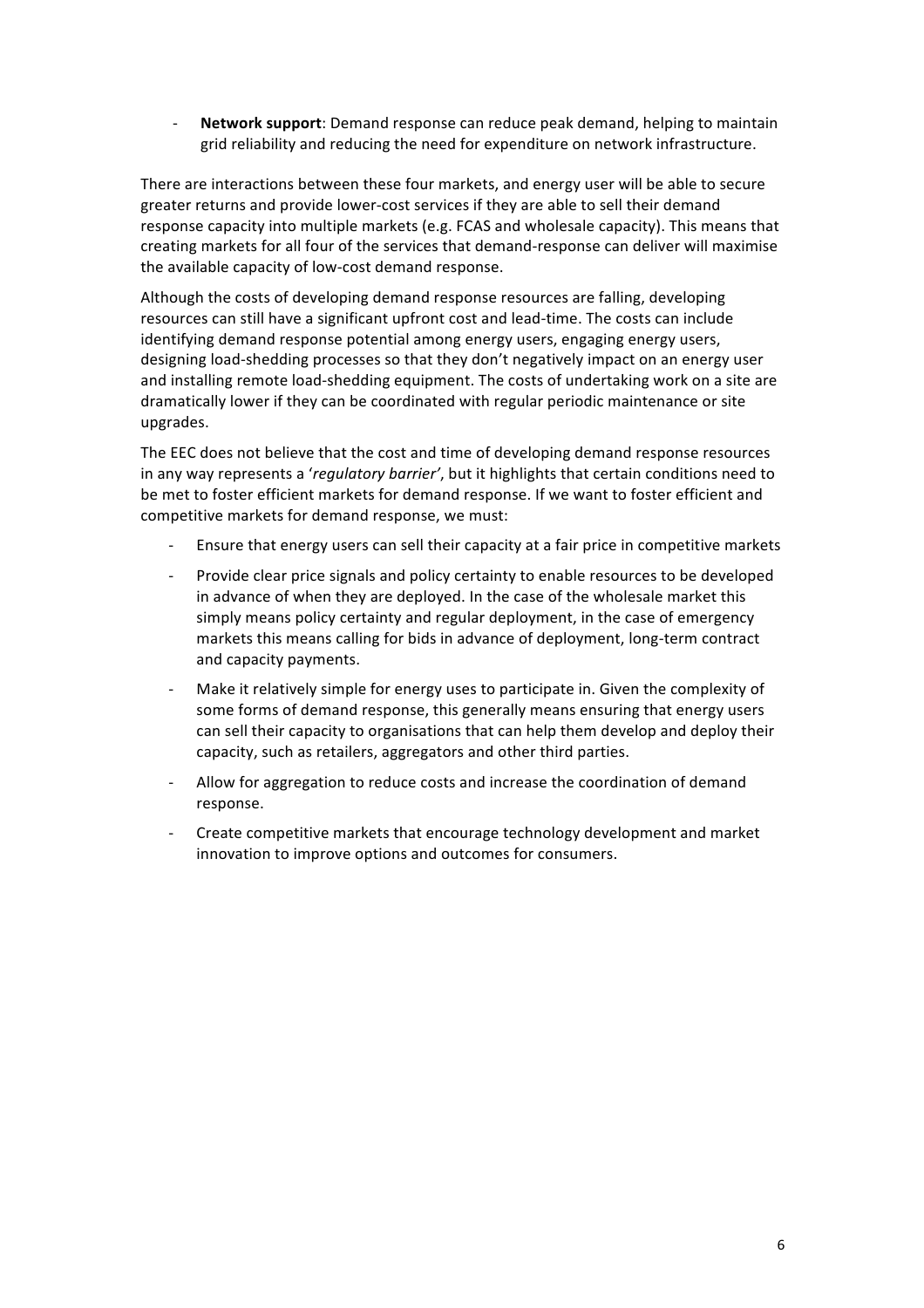- **Network support**: Demand response can reduce peak demand, helping to maintain grid reliability and reducing the need for expenditure on network infrastructure.

There are interactions between these four markets, and energy user will be able to secure greater returns and provide lower-cost services if they are able to sell their demand response capacity into multiple markets (e.g. FCAS and wholesale capacity). This means that creating markets for all four of the services that demand-response can deliver will maximise the available capacity of low-cost demand response.

Although the costs of developing demand response resources are falling, developing resources can still have a significant upfront cost and lead-time. The costs can include identifying demand response potential among energy users, engaging energy users, designing load-shedding processes so that they don't negatively impact on an energy user and installing remote load-shedding equipment. The costs of undertaking work on a site are dramatically lower if they can be coordinated with regular periodic maintenance or site upgrades.

The EEC does not believe that the cost and time of developing demand response resources in any way represents a '*regulatory barrier*', but it highlights that certain conditions need to be met to foster efficient markets for demand response. If we want to foster efficient and competitive markets for demand response, we must:

- Ensure that energy users can sell their capacity at a fair price in competitive markets
- Provide clear price signals and policy certainty to enable resources to be developed in advance of when they are deployed. In the case of the wholesale market this simply means policy certainty and regular deployment, in the case of emergency markets this means calling for bids in advance of deployment, long-term contract and capacity payments.
- Make it relatively simple for energy uses to participate in. Given the complexity of some forms of demand response, this generally means ensuring that energy users can sell their capacity to organisations that can help them develop and deploy their capacity, such as retailers, aggregators and other third parties.
- Allow for aggregation to reduce costs and increase the coordination of demand response.
- Create competitive markets that encourage technology development and market innovation to improve options and outcomes for consumers.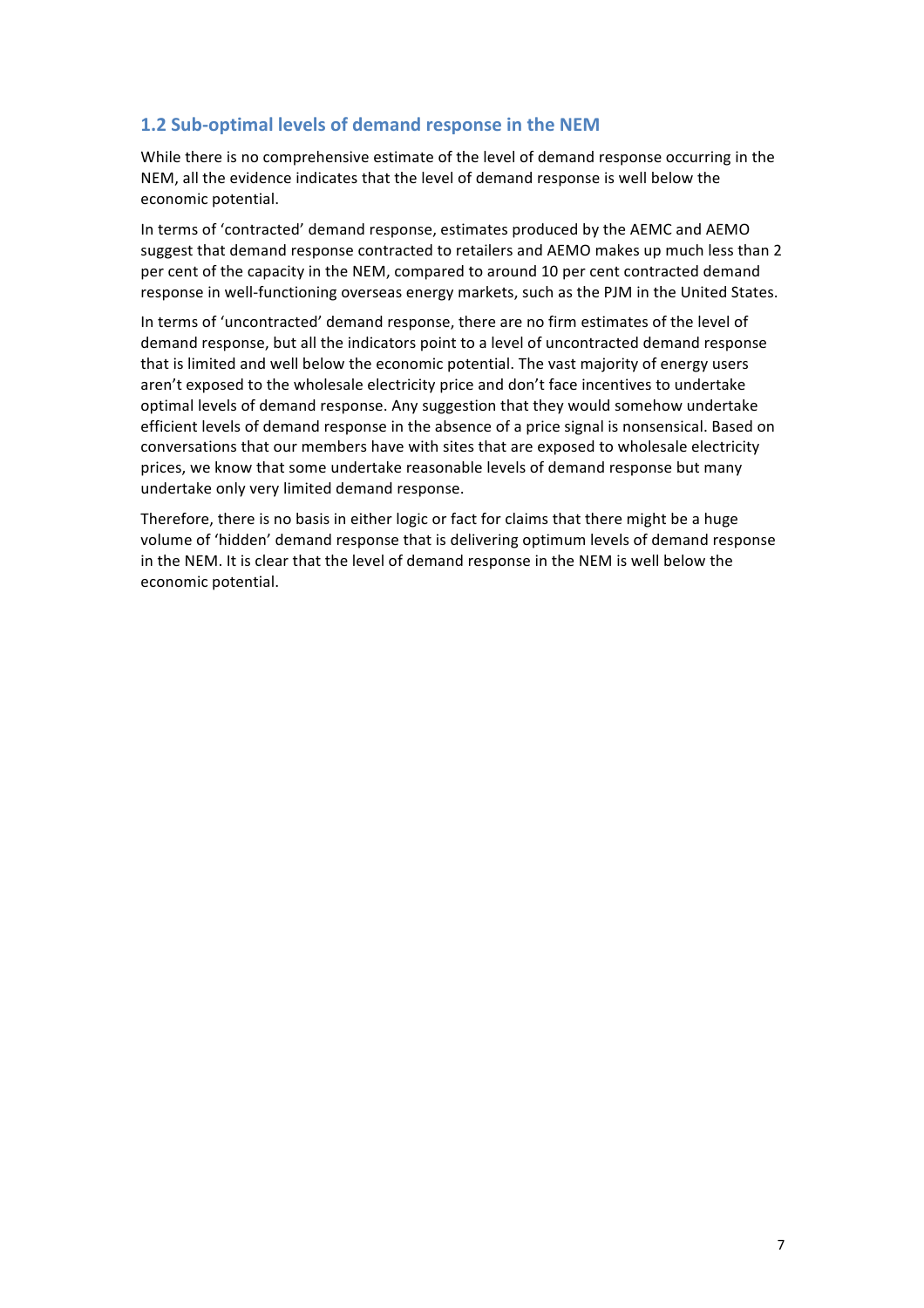## 1.2 Sub-optimal levels of demand response in the NEM

While there is no comprehensive estimate of the level of demand response occurring in the NEM, all the evidence indicates that the level of demand response is well below the economic potential.

In terms of 'contracted' demand response, estimates produced by the AEMC and AEMO suggest that demand response contracted to retailers and AEMO makes up much less than 2 per cent of the capacity in the NEM, compared to around 10 per cent contracted demand response in well-functioning overseas energy markets, such as the PJM in the United States.

In terms of 'uncontracted' demand response, there are no firm estimates of the level of demand response, but all the indicators point to a level of uncontracted demand response that is limited and well below the economic potential. The vast majority of energy users aren't exposed to the wholesale electricity price and don't face incentives to undertake optimal levels of demand response. Any suggestion that they would somehow undertake efficient levels of demand response in the absence of a price signal is nonsensical. Based on conversations that our members have with sites that are exposed to wholesale electricity prices, we know that some undertake reasonable levels of demand response but many undertake only very limited demand response.

Therefore, there is no basis in either logic or fact for claims that there might be a huge volume of 'hidden' demand response that is delivering optimum levels of demand response in the NEM. It is clear that the level of demand response in the NEM is well below the economic potential.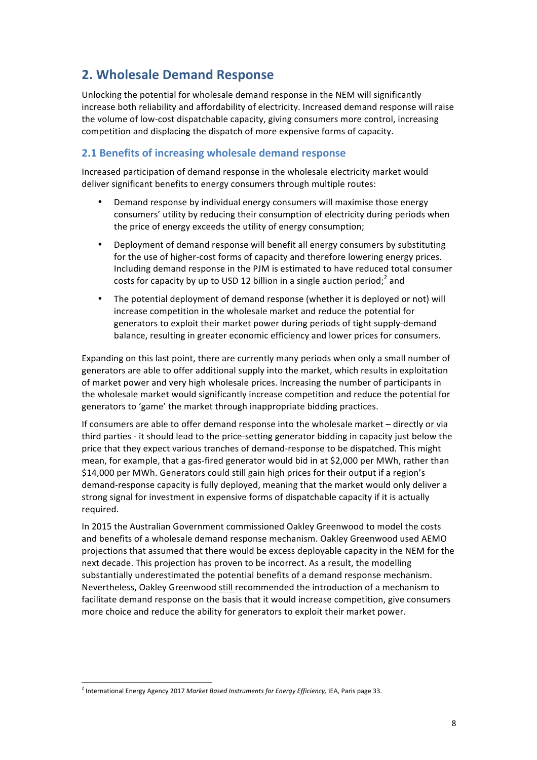## 2. Wholesale Demand Response

Unlocking the potential for wholesale demand response in the NEM will significantly increase both reliability and affordability of electricity. Increased demand response will raise the volume of low-cost dispatchable capacity, giving consumers more control, increasing competition and displacing the dispatch of more expensive forms of capacity.

### 2.1 Benefits of increasing wholesale demand response

Increased participation of demand response in the wholesale electricity market would deliver significant benefits to energy consumers through multiple routes:

- Demand response by individual energy consumers will maximise those energy consumers' utility by reducing their consumption of electricity during periods when the price of energy exceeds the utility of energy consumption;
- Deployment of demand response will benefit all energy consumers by substituting for the use of higher-cost forms of capacity and therefore lowering energy prices. Including demand response in the PJM is estimated to have reduced total consumer costs for capacity by up to USD 12 billion in a single auction period;[2] and
- The potential deployment of demand response (whether it is deployed or not) will increase competition in the wholesale market and reduce the potential for generators to exploit their market power during periods of tight supply-demand balance, resulting in greater economic efficiency and lower prices for consumers.

Expanding on this last point, there are currently many periods when only a small number of generators are able to offer additional supply into the market, which results in exploitation of market power and very high wholesale prices. Increasing the number of participants in the wholesale market would significantly increase competition and reduce the potential for generators to 'game' the market through inappropriate bidding practices.

If consumers are able to offer demand response into the wholesale market – directly or via third parties - it should lead to the price-setting generator bidding in capacity just below the price that they expect various tranches of demand-response to be dispatched. This might mean, for example, that a gas-fired generator would bid in at $2,000 per MWh, rather than $14,000 per MWh. Generators could still gain high prices for their output if a region's demand-response capacity is fully deployed, meaning that the market would only deliver a strong signal for investment in expensive forms of dispatchable capacity if it is actually required.

In 2015 the Australian Government commissioned Oakley Greenwood to model the costs and benefits of a wholesale demand response mechanism. Oakley Greenwood used AEMO projections that assumed that there would be excess deployable capacity in the NEM for the next decade. This projection has proven to be incorrect. As a result, the modelling substantially underestimated the potential benefits of a demand response mechanism. Nevertheless, Oakley Greenwood still recommended the introduction of a mechanism to facilitate demand response on the basis that it would increase competition, give consumers more choice and reduce the ability for generators to exploit their market power.

---

[2] International Energy Agency 2017 *Market Based Instruments for Energy Efficiency*, IEA, Paris page 33.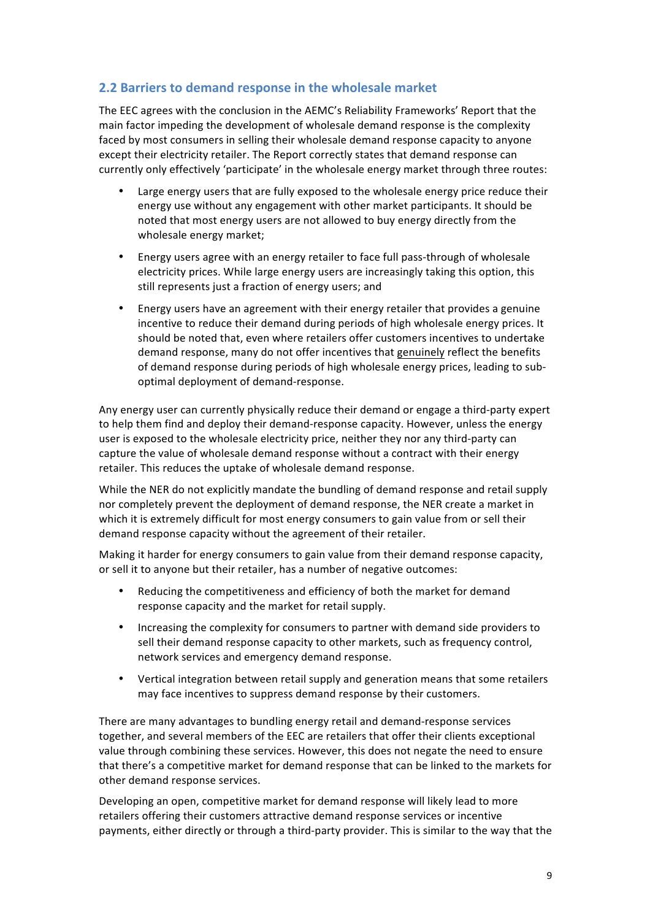## 2.2 Barriers to demand response in the wholesale market

The EEC agrees with the conclusion in the AEMC's Reliability Frameworks' Report that the main factor impeding the development of wholesale demand response is the complexity faced by most consumers in selling their wholesale demand response capacity to anyone except their electricity retailer. The Report correctly states that demand response can currently only effectively 'participate' in the wholesale energy market through three routes:

- Large energy users that are fully exposed to the wholesale energy price reduce their energy use without any engagement with other market participants. It should be noted that most energy users are not allowed to buy energy directly from the wholesale energy market;
- Energy users agree with an energy retailer to face full pass-through of wholesale electricity prices. While large energy users are increasingly taking this option, this still represents just a fraction of energy users; and
- Energy users have an agreement with their energy retailer that provides a genuine incentive to reduce their demand during periods of high wholesale energy prices. It should be noted that, even where retailers offer customers incentives to undertake demand response, many do not offer incentives that <u>genuinely</u> reflect the benefits of demand response during periods of high wholesale energy prices, leading to sub-optimal deployment of demand-response.

Any energy user can currently physically reduce their demand or engage a third-party expert to help them find and deploy their demand-response capacity. However, unless the energy user is exposed to the wholesale electricity price, neither they nor any third-party can capture the value of wholesale demand response without a contract with their energy retailer. This reduces the uptake of wholesale demand response.

While the NER do not explicitly mandate the bundling of demand response and retail supply nor completely prevent the deployment of demand response, the NER create a market in which it is extremely difficult for most energy consumers to gain value from or sell their demand response capacity without the agreement of their retailer.

Making it harder for energy consumers to gain value from their demand response capacity, or sell it to anyone but their retailer, has a number of negative outcomes:

- Reducing the competitiveness and efficiency of both the market for demand response capacity and the market for retail supply.
- Increasing the complexity for consumers to partner with demand side providers to sell their demand response capacity to other markets, such as frequency control, network services and emergency demand response.
- Vertical integration between retail supply and generation means that some retailers may face incentives to suppress demand response by their customers.

There are many advantages to bundling energy retail and demand-response services together, and several members of the EEC are retailers that offer their clients exceptional value through combining these services. However, this does not negate the need to ensure that there's a competitive market for demand response that can be linked to the markets for other demand response services.

Developing an open, competitive market for demand response will likely lead to more retailers offering their customers attractive demand response services or incentive payments, either directly or through a third-party provider. This is similar to the way that the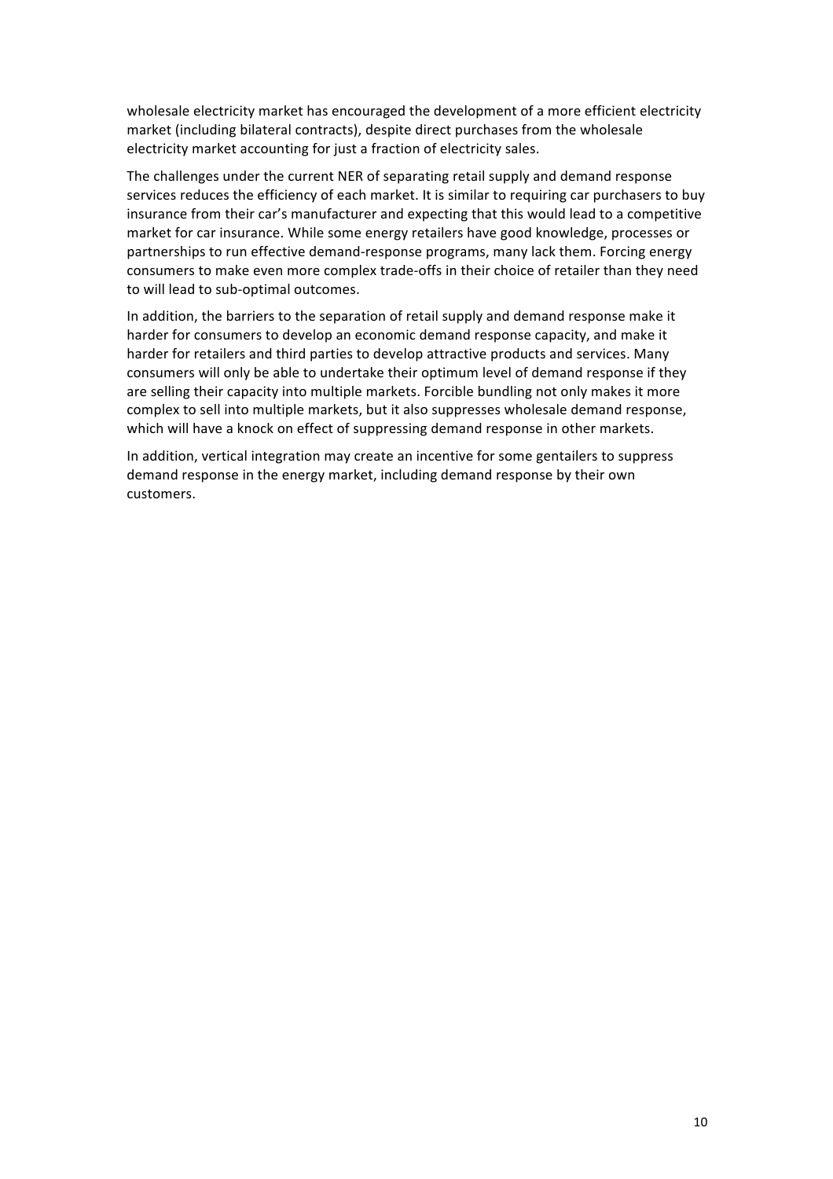wholesale electricity market has encouraged the development of a more efficient electricity market (including bilateral contracts), despite direct purchases from the wholesale electricity market accounting for just a fraction of electricity sales.

The challenges under the current NER of separating retail supply and demand response services reduces the efficiency of each market. It is similar to requiring car purchasers to buy insurance from their car's manufacturer and expecting that this would lead to a competitive market for car insurance. While some energy retailers have good knowledge, processes or partnerships to run effective demand-response programs, many lack them. Forcing energy consumers to make even more complex trade-offs in their choice of retailer than they need to will lead to sub-optimal outcomes.

In addition, the barriers to the separation of retail supply and demand response make it harder for consumers to develop an economic demand response capacity, and make it harder for retailers and third parties to develop attractive products and services. Many consumers will only be able to undertake their optimum level of demand response if they are selling their capacity into multiple markets. Forcible bundling not only makes it more complex to sell into multiple markets, but it also suppresses wholesale demand response, which will have a knock on effect of suppressing demand response in other markets.

In addition, vertical integration may create an incentive for some gentailers to suppress demand response in the energy market, including demand response by their own customers.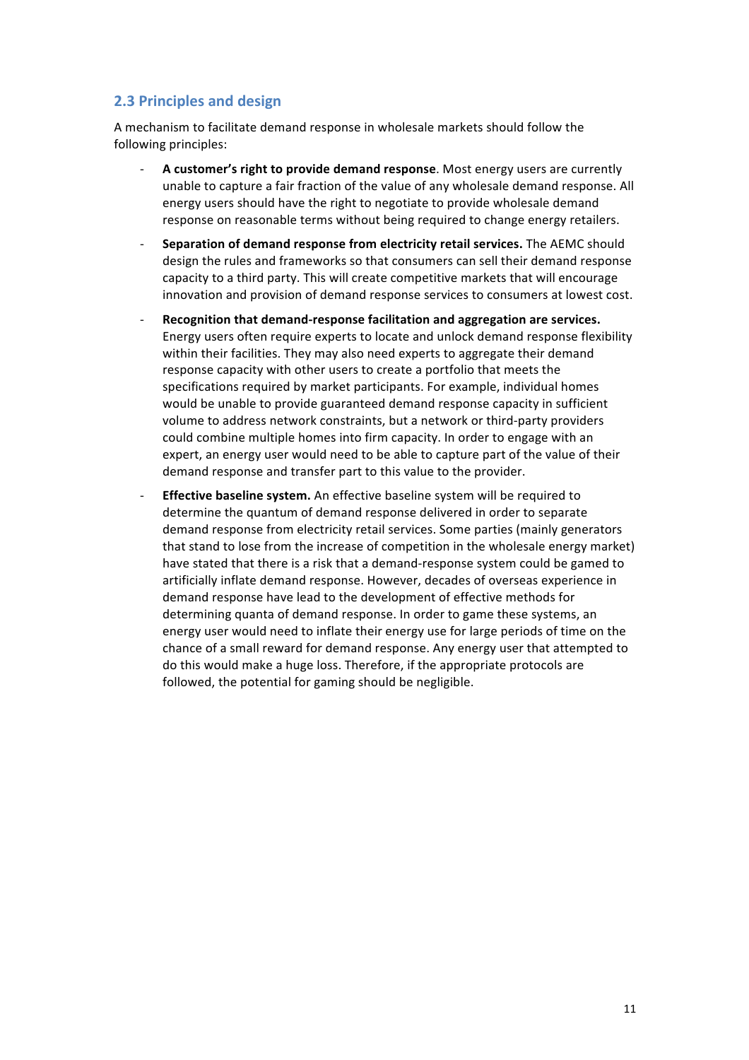## 2.3 Principles and design

A mechanism to facilitate demand response in wholesale markets should follow the following principles:

- **A customer's right to provide demand response**. Most energy users are currently unable to capture a fair fraction of the value of any wholesale demand response. All energy users should have the right to negotiate to provide wholesale demand response on reasonable terms without being required to change energy retailers.
- **Separation of demand response from electricity retail services.** The AEMC should design the rules and frameworks so that consumers can sell their demand response capacity to a third party. This will create competitive markets that will encourage innovation and provision of demand response services to consumers at lowest cost.
- **Recognition that demand-response facilitation and aggregation are services.** Energy users often require experts to locate and unlock demand response flexibility within their facilities. They may also need experts to aggregate their demand response capacity with other users to create a portfolio that meets the specifications required by market participants. For example, individual homes would be unable to provide guaranteed demand response capacity in sufficient volume to address network constraints, but a network or third-party providers could combine multiple homes into firm capacity. In order to engage with an expert, an energy user would need to be able to capture part of the value of their demand response and transfer part to this value to the provider.
- **Effective baseline system.** An effective baseline system will be required to determine the quantum of demand response delivered in order to separate demand response from electricity retail services. Some parties (mainly generators that stand to lose from the increase of competition in the wholesale energy market) have stated that there is a risk that a demand-response system could be gamed to artificially inflate demand response. However, decades of overseas experience in demand response have lead to the development of effective methods for determining quanta of demand response. In order to game these systems, an energy user would need to inflate their energy use for large periods of time on the chance of a small reward for demand response. Any energy user that attempted to do this would make a huge loss. Therefore, if the appropriate protocols are followed, the potential for gaming should be negligible.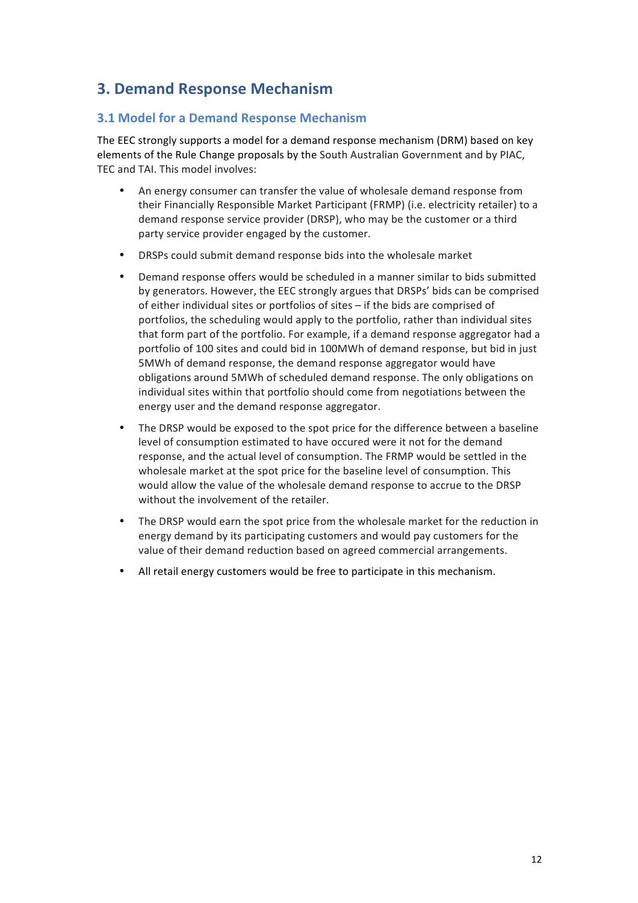# 3. Demand Response Mechanism

## 3.1 Model for a Demand Response Mechanism

The EEC strongly supports a model for a demand response mechanism (DRM) based on key elements of the Rule Change proposals by the South Australian Government and by PIAC, TEC and TAI. This model involves:

- An energy consumer can transfer the value of wholesale demand response from their Financially Responsible Market Participant (FRMP) (i.e. electricity retailer) to a demand response service provider (DRSP), who may be the customer or a third party service provider engaged by the customer.
- DRSPs could submit demand response bids into the wholesale market
- Demand response offers would be scheduled in a manner similar to bids submitted by generators. However, the EEC strongly argues that DRSPs' bids can be comprised of either individual sites or portfolios of sites – if the bids are comprised of portfolios, the scheduling would apply to the portfolio, rather than individual sites that form part of the portfolio. For example, if a demand response aggregator had a portfolio of 100 sites and could bid in 100MWh of demand response, but bid in just 5MWh of demand response, the demand response aggregator would have obligations around 5MWh of scheduled demand response. The only obligations on individual sites within that portfolio should come from negotiations between the energy user and the demand response aggregator.
- The DRSP would be exposed to the spot price for the difference between a baseline level of consumption estimated to have occured were it not for the demand response, and the actual level of consumption. The FRMP would be settled in the wholesale market at the spot price for the baseline level of consumption. This would allow the value of the wholesale demand response to accrue to the DRSP without the involvement of the retailer.
- The DRSP would earn the spot price from the wholesale market for the reduction in energy demand by its participating customers and would pay customers for the value of their demand reduction based on agreed commercial arrangements.
- All retail energy customers would be free to participate in this mechanism.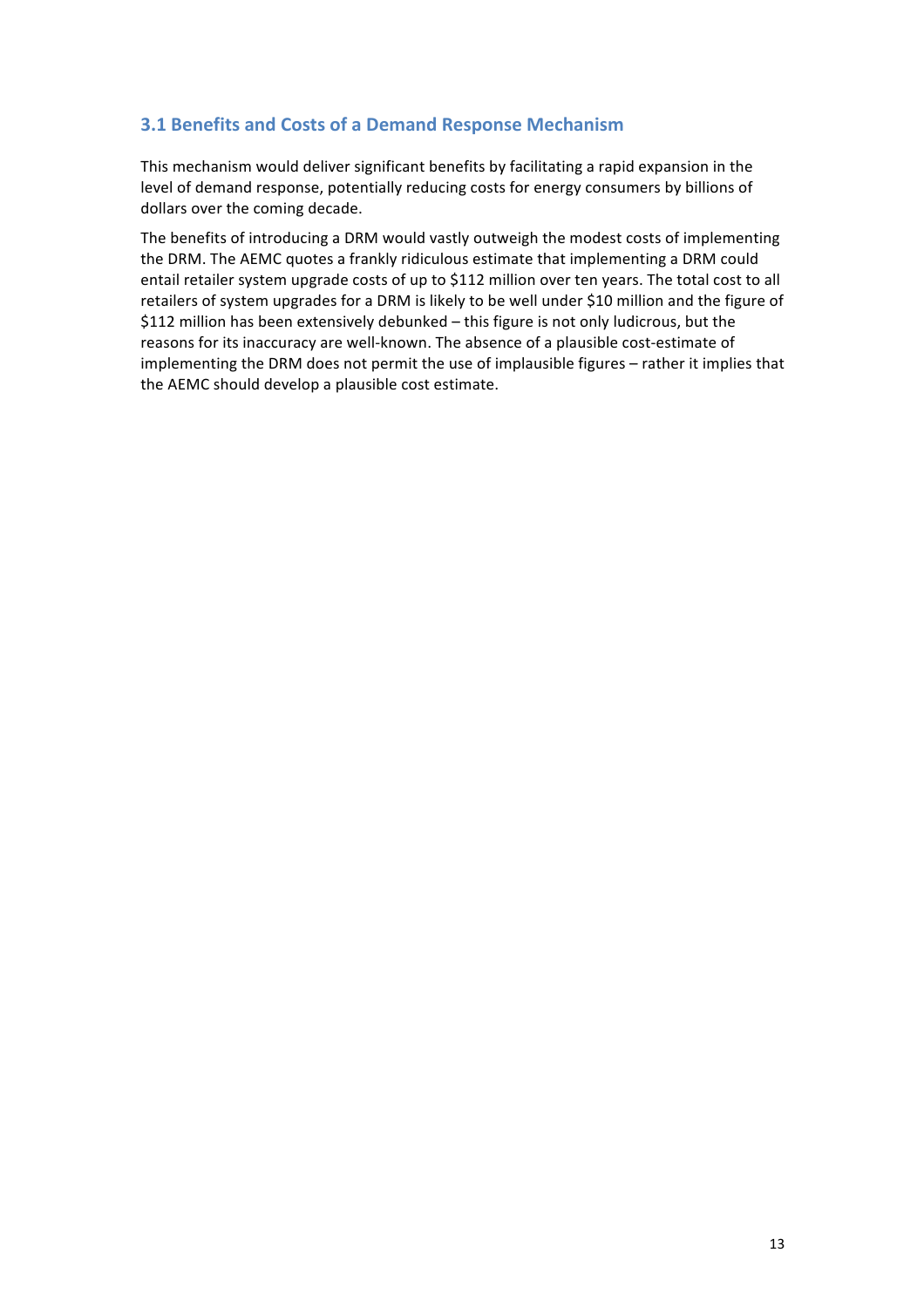### 3.1 Benefits and Costs of a Demand Response Mechanism

This mechanism would deliver significant benefits by facilitating a rapid expansion in the level of demand response, potentially reducing costs for energy consumers by billions of dollars over the coming decade.

The benefits of introducing a DRM would vastly outweigh the modest costs of implementing the DRM. The AEMC quotes a frankly ridiculous estimate that implementing a DRM could entail retailer system upgrade costs of up to $112 million over ten years. The total cost to all retailers of system upgrades for a DRM is likely to be well under $10 million and the figure of $112 million has been extensively debunked – this figure is not only ludicrous, but the reasons for its inaccuracy are well-known. The absence of a plausible cost-estimate of implementing the DRM does not permit the use of implausible figures – rather it implies that the AEMC should develop a plausible cost estimate.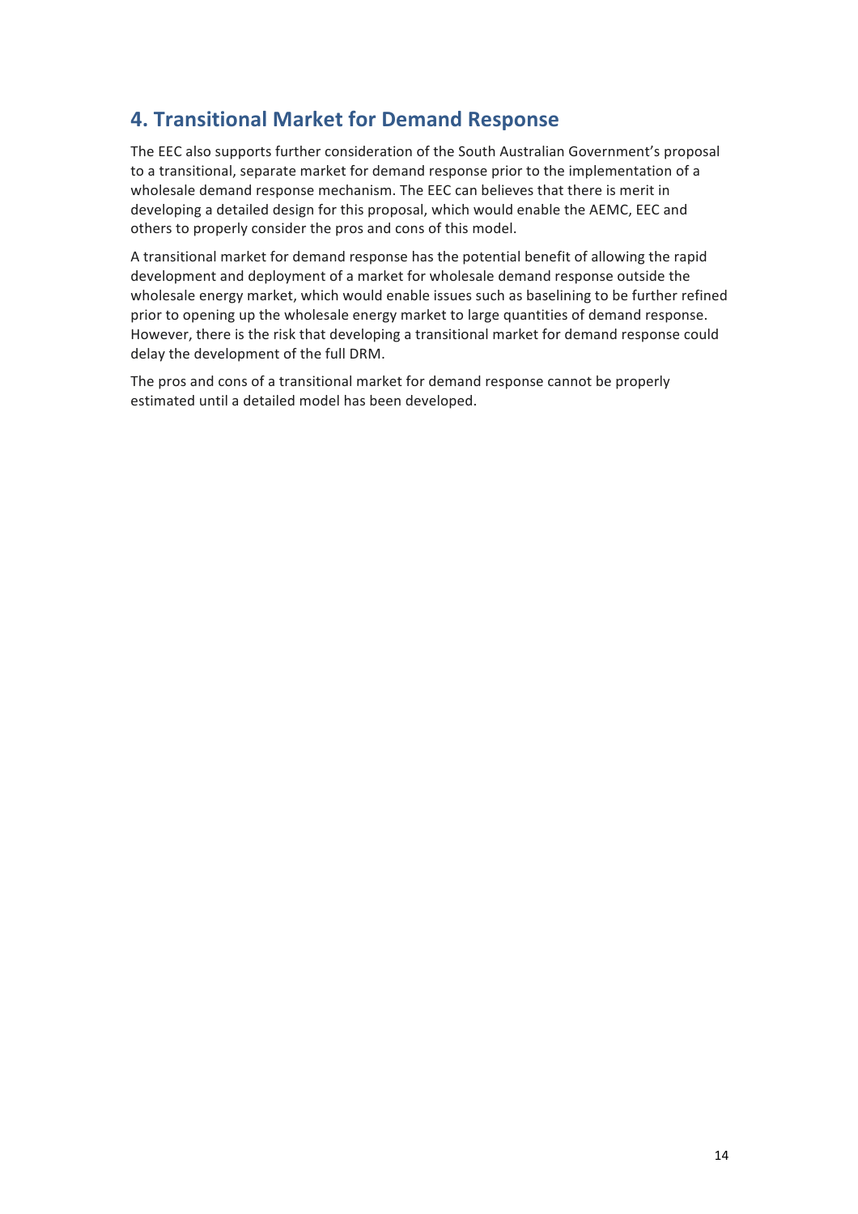## 4. Transitional Market for Demand Response

The EEC also supports further consideration of the South Australian Government's proposal to a transitional, separate market for demand response prior to the implementation of a wholesale demand response mechanism. The EEC can believes that there is merit in developing a detailed design for this proposal, which would enable the AEMC, EEC and others to properly consider the pros and cons of this model.

A transitional market for demand response has the potential benefit of allowing the rapid development and deployment of a market for wholesale demand response outside the wholesale energy market, which would enable issues such as baselining to be further refined prior to opening up the wholesale energy market to large quantities of demand response. However, there is the risk that developing a transitional market for demand response could delay the development of the full DRM.

The pros and cons of a transitional market for demand response cannot be properly estimated until a detailed model has been developed.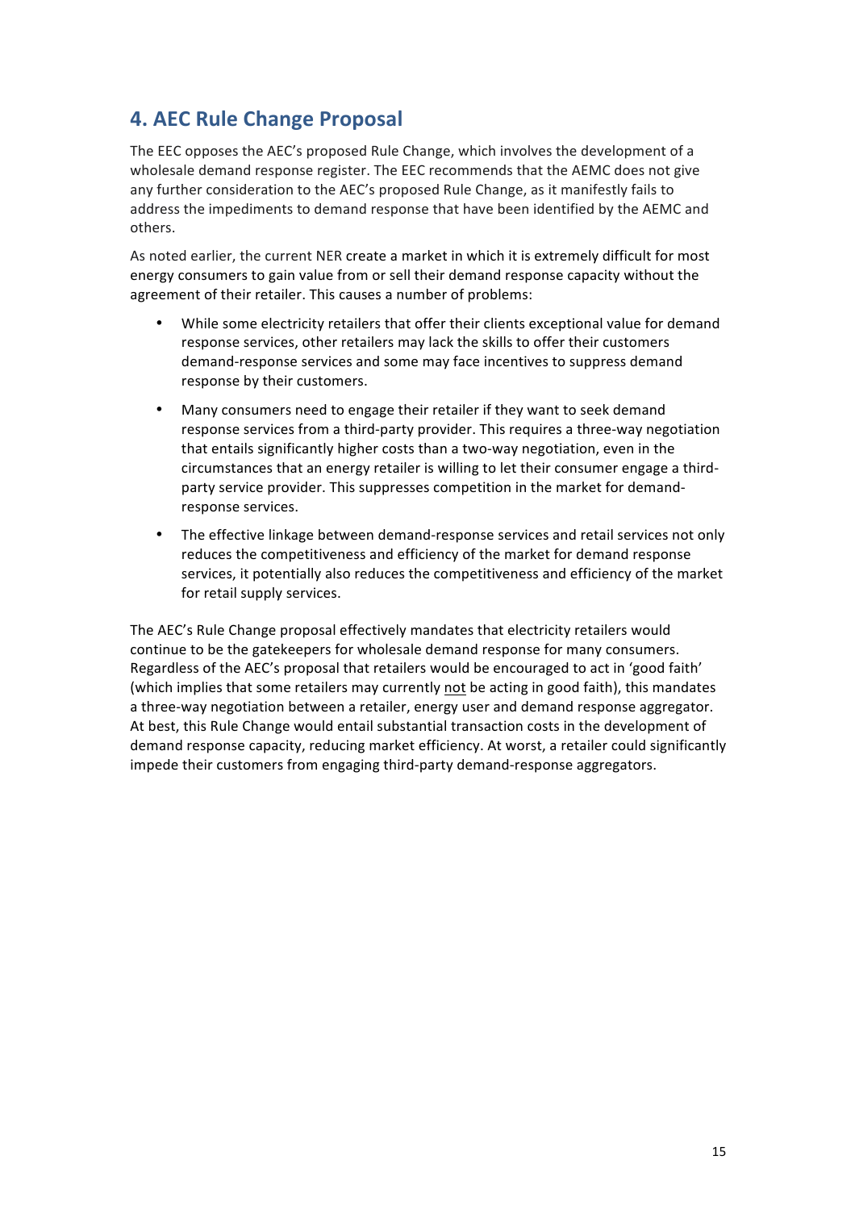## 4. AEC Rule Change Proposal

The EEC opposes the AEC's proposed Rule Change, which involves the development of a wholesale demand response register. The EEC recommends that the AEMC does not give any further consideration to the AEC's proposed Rule Change, as it manifestly fails to address the impediments to demand response that have been identified by the AEMC and others.

As noted earlier, the current NER create a market in which it is extremely difficult for most energy consumers to gain value from or sell their demand response capacity without the agreement of their retailer. This causes a number of problems:

- While some electricity retailers that offer their clients exceptional value for demand response services, other retailers may lack the skills to offer their customers demand-response services and some may face incentives to suppress demand response by their customers.
- Many consumers need to engage their retailer if they want to seek demand response services from a third-party provider. This requires a three-way negotiation that entails significantly higher costs than a two-way negotiation, even in the circumstances that an energy retailer is willing to let their consumer engage a third-party service provider. This suppresses competition in the market for demand-response services.
- The effective linkage between demand-response services and retail services not only reduces the competitiveness and efficiency of the market for demand response services, it potentially also reduces the competitiveness and efficiency of the market for retail supply services.

The AEC's Rule Change proposal effectively mandates that electricity retailers would continue to be the gatekeepers for wholesale demand response for many consumers. Regardless of the AEC's proposal that retailers would be encouraged to act in 'good faith' (which implies that some retailers may currently <u>not</u> be acting in good faith), this mandates a three-way negotiation between a retailer, energy user and demand response aggregator. At best, this Rule Change would entail substantial transaction costs in the development of demand response capacity, reducing market efficiency. At worst, a retailer could significantly impede their customers from engaging third-party demand-response aggregators.